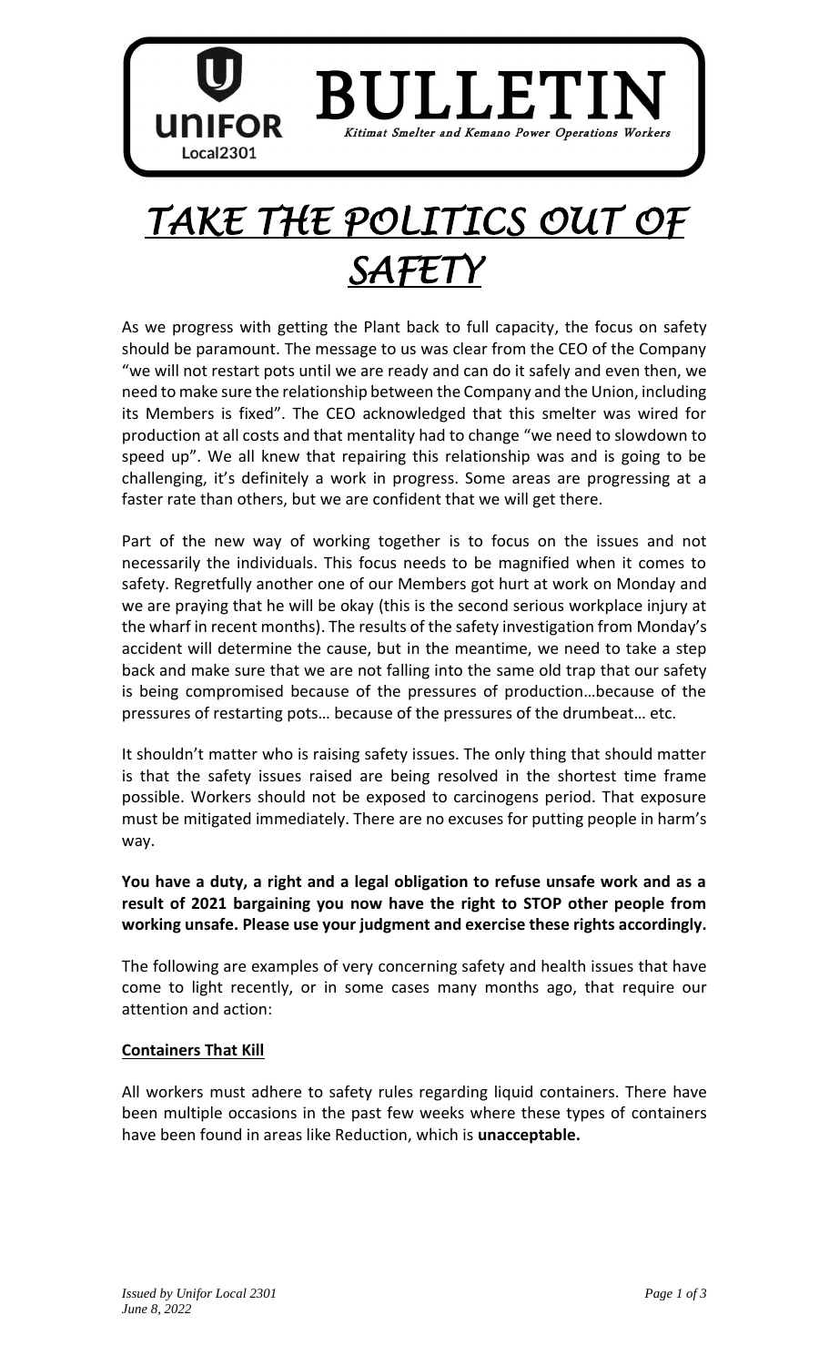# BULLETIN

Unifor Local2301

*Kitimat Smelter and Kemano Power Operations Workers*

# *TAKE THE POLITICS OUT OF SAFETY*

As we progress with getting the Plant back to full capacity, the focus on safety should be paramount. The message to us was clear from the CEO of the Company "we will not restart pots until we are ready and can do it safely and even then, we need to make sure the relationship between the Company and the Union, including its Members is fixed". The CEO acknowledged that this smelter was wired for production at all costs and that mentality had to change "we need to slowdown to speed up". We all knew that repairing this relationship was and is going to be challenging, it's definitely a work in progress. Some areas are progressing at a faster rate than others, but we are confident that we will get there.

Part of the new way of working together is to focus on the issues and not necessarily the individuals. This focus needs to be magnified when it comes to safety. Regretfully another one of our Members got hurt at work on Monday and we are praying that he will be okay (this is the second serious workplace injury at the wharf in recent months). The results of the safety investigation from Monday's accident will determine the cause, but in the meantime, we need to take a step back and make sure that we are not falling into the same old trap that our safety is being compromised because of the pressures of production…because of the pressures of restarting pots… because of the pressures of the drumbeat… etc.

It shouldn't matter who is raising safety issues. The only thing that should matter is that the safety issues raised are being resolved in the shortest time frame possible. Workers should not be exposed to carcinogens period. That exposure must be mitigated immediately. There are no excuses for putting people in harm's way.

**You have a duty, a right and a legal obligation to refuse unsafe work and as a result of 2021 bargaining you now have the right to STOP other people from working unsafe. Please use your judgment and exercise these rights accordingly.**

The following are examples of very concerning safety and health issues that have come to light recently, or in some cases many months ago, that require our attention and action:

**Containers That Kill**

All workers must adhere to safety rules regarding liquid containers. There have been multiple occasions in the past few weeks where these types of containers have been found in areas like Reduction, which is **unacceptable.**

*Issued by Unifor Local 2301*
*June 8, 2022*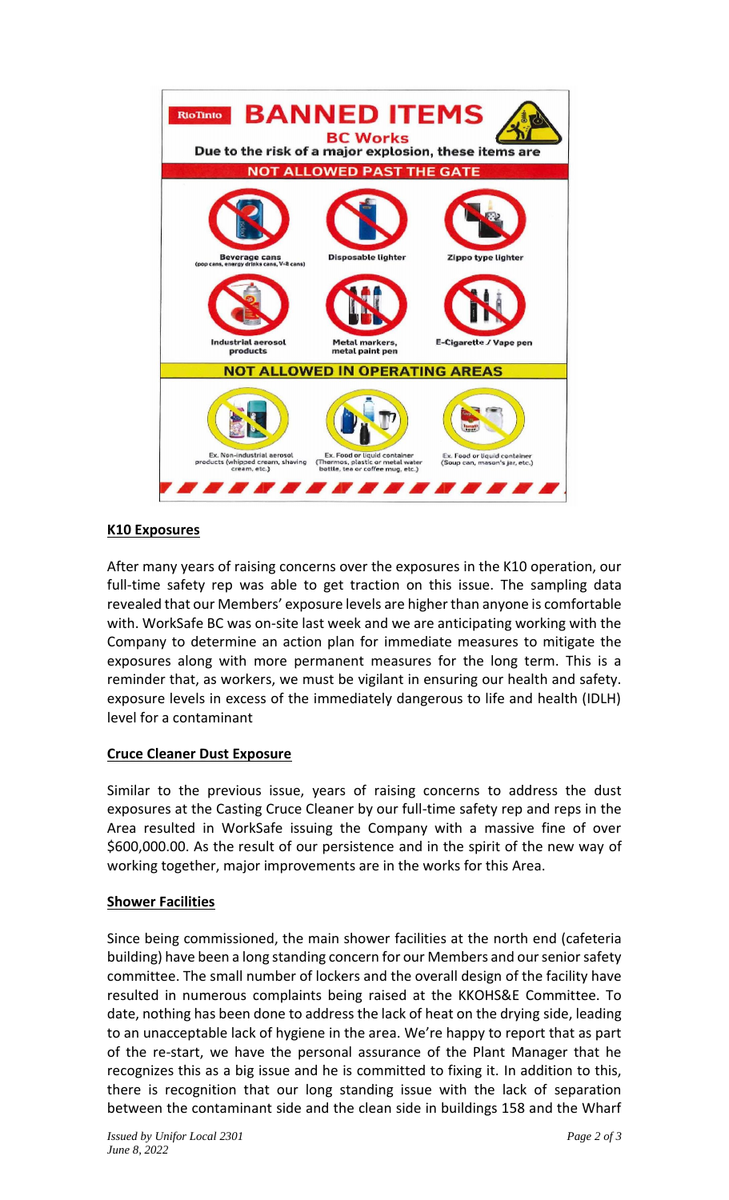RioTinto

# BANNED ITEMS

**BC Works**

Due to the risk of a major explosion, these items are

**NOT ALLOWED PAST THE GATE**

- Beverage cans (pop cans, energy drinks cans, V-8 cans)
- Disposable lighter
- Zippo type lighter
- Industrial aerosol products
- Metal markers, metal paint pen
- E-Cigarette / Vape pen

**NOT ALLOWED IN OPERATING AREAS**

- Ex. Non-industrial aerosol products (whipped cream, shaving cream, etc.)
- Ex. Food or liquid container (Thermos, plastic or metal water bottle, tea or coffee mug, etc.)
- Ex. Food or liquid container (Soup can, mason's jar, etc.)

## K10 Exposures

After many years of raising concerns over the exposures in the K10 operation, our full-time safety rep was able to get traction on this issue. The sampling data revealed that our Members' exposure levels are higher than anyone is comfortable with. WorkSafe BC was on-site last week and we are anticipating working with the Company to determine an action plan for immediate measures to mitigate the exposures along with more permanent measures for the long term. This is a reminder that, as workers, we must be vigilant in ensuring our health and safety. exposure levels in excess of the immediately dangerous to life and health (IDLH) level for a contaminant

## Cruce Cleaner Dust Exposure

Similar to the previous issue, years of raising concerns to address the dust exposures at the Casting Cruce Cleaner by our full-time safety rep and reps in the Area resulted in WorkSafe issuing the Company with a massive fine of over $600,000.00. As the result of our persistence and in the spirit of the new way of working together, major improvements are in the works for this Area.

## Shower Facilities

Since being commissioned, the main shower facilities at the north end (cafeteria building) have been a long standing concern for our Members and our senior safety committee. The small number of lockers and the overall design of the facility have resulted in numerous complaints being raised at the KKOHS&E Committee. To date, nothing has been done to address the lack of heat on the drying side, leading to an unacceptable lack of hygiene in the area. We're happy to report that as part of the re-start, we have the personal assurance of the Plant Manager that he recognizes this as a big issue and he is committed to fixing it. In addition to this, there is recognition that our long standing issue with the lack of separation between the contaminant side and the clean side in buildings 158 and the Wharf

*Issued by Unifor Local 2301*
*June 8, 2022*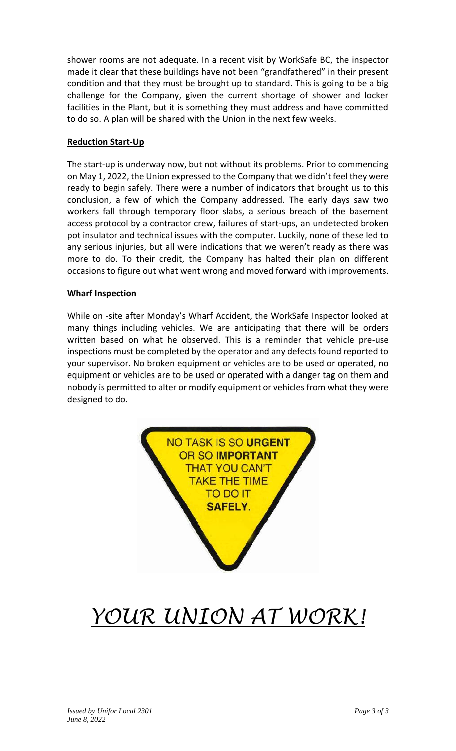shower rooms are not adequate. In a recent visit by WorkSafe BC, the inspector made it clear that these buildings have not been "grandfathered" in their present condition and that they must be brought up to standard. This is going to be a big challenge for the Company, given the current shortage of shower and locker facilities in the Plant, but it is something they must address and have committed to do so. A plan will be shared with the Union in the next few weeks.

## Reduction Start-Up

The start-up is underway now, but not without its problems. Prior to commencing on May 1, 2022, the Union expressed to the Company that we didn't feel they were ready to begin safely. There were a number of indicators that brought us to this conclusion, a few of which the Company addressed. The early days saw two workers fall through temporary floor slabs, a serious breach of the basement access protocol by a contractor crew, failures of start-ups, an undetected broken pot insulator and technical issues with the computer. Luckily, none of these led to any serious injuries, but all were indications that we weren't ready as there was more to do. To their credit, the Company has halted their plan on different occasions to figure out what went wrong and moved forward with improvements.

## Wharf Inspection

While on -site after Monday's Wharf Accident, the WorkSafe Inspector looked at many things including vehicles. We are anticipating that there will be orders written based on what he observed. This is a reminder that vehicle pre-use inspections must be completed by the operator and any defects found reported to your supervisor. No broken equipment or vehicles are to be used or operated, no equipment or vehicles are to be used or operated with a danger tag on them and nobody is permitted to alter or modify equipment or vehicles from what they were designed to do.

NO TASK IS SO **URGENT** OR SO **IMPORTANT** THAT YOU CAN'T TAKE THE TIME TO DO IT **SAFELY**.

# *YOUR UNION AT WORK!*

*Issued by Unifor Local 2301*
*June 8, 2022*